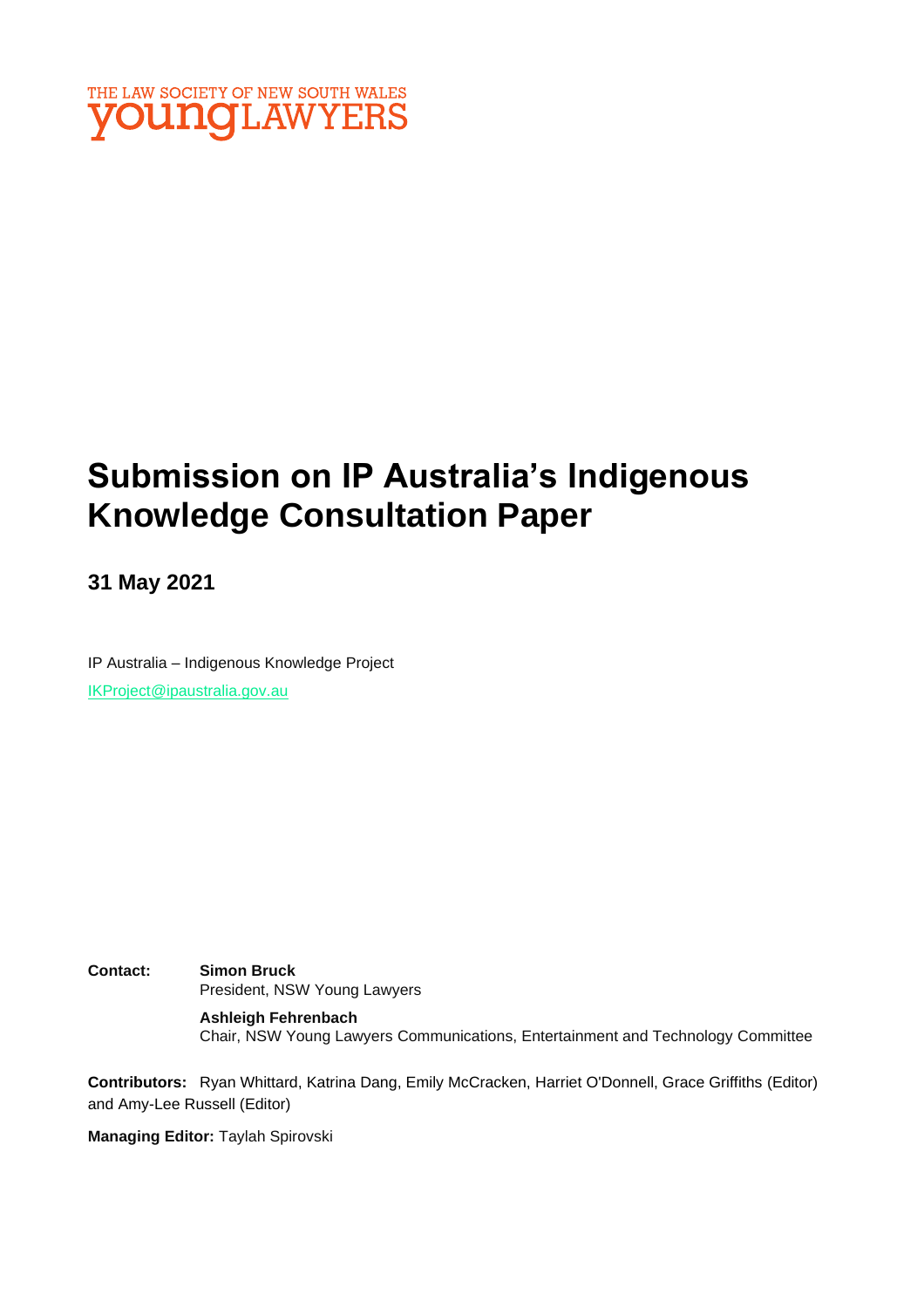THE LAW SOCIETY OF NEW SOUTH WALES
**young**LAWYERS

# Submission on IP Australia's Indigenous Knowledge Consultation Paper

## 31 May 2021

IP Australia – Indigenous Knowledge Project
IKProject@ipaustralia.gov.au

**Contact:** **Simon Bruck**
President, NSW Young Lawyers

**Ashleigh Fehrenbach**
Chair, NSW Young Lawyers Communications, Entertainment and Technology Committee

**Contributors:** Ryan Whittard, Katrina Dang, Emily McCracken, Harriet O'Donnell, Grace Griffiths (Editor) and Amy-Lee Russell (Editor)

**Managing Editor:** Taylah Spirovski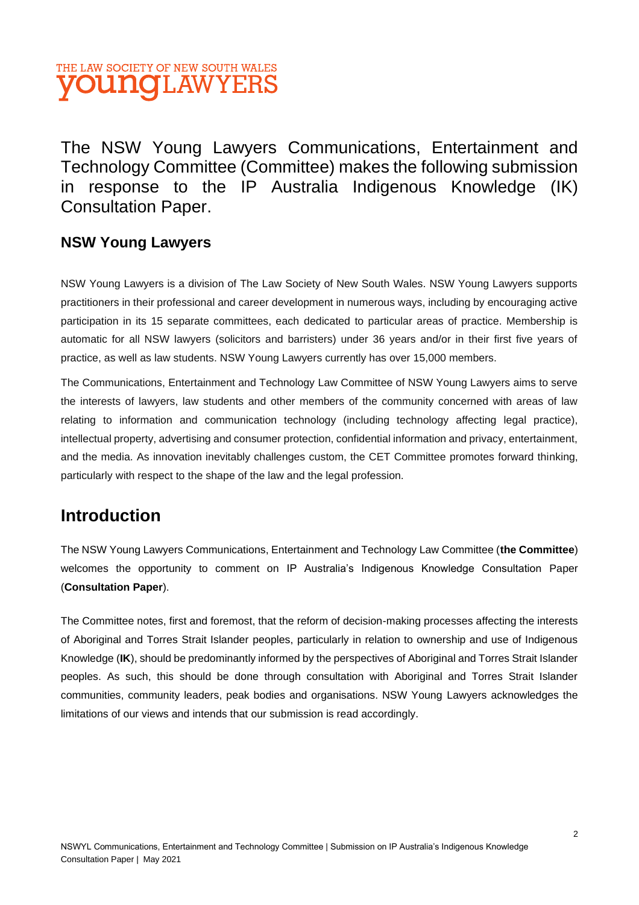THE LAW SOCIETY OF NEW SOUTH WALES
**young**LAWYERS

# The NSW Young Lawyers Communications, Entertainment and Technology Committee (Committee) makes the following submission in response to the IP Australia Indigenous Knowledge (IK) Consultation Paper.

### NSW Young Lawyers

NSW Young Lawyers is a division of The Law Society of New South Wales. NSW Young Lawyers supports practitioners in their professional and career development in numerous ways, including by encouraging active participation in its 15 separate committees, each dedicated to particular areas of practice. Membership is automatic for all NSW lawyers (solicitors and barristers) under 36 years and/or in their first five years of practice, as well as law students. NSW Young Lawyers currently has over 15,000 members.

The Communications, Entertainment and Technology Law Committee of NSW Young Lawyers aims to serve the interests of lawyers, law students and other members of the community concerned with areas of law relating to information and communication technology (including technology affecting legal practice), intellectual property, advertising and consumer protection, confidential information and privacy, entertainment, and the media. As innovation inevitably challenges custom, the CET Committee promotes forward thinking, particularly with respect to the shape of the law and the legal profession.

## Introduction

The NSW Young Lawyers Communications, Entertainment and Technology Law Committee (**the Committee**) welcomes the opportunity to comment on IP Australia's Indigenous Knowledge Consultation Paper (**Consultation Paper**).

The Committee notes, first and foremost, that the reform of decision-making processes affecting the interests of Aboriginal and Torres Strait Islander peoples, particularly in relation to ownership and use of Indigenous Knowledge (**IK**), should be predominantly informed by the perspectives of Aboriginal and Torres Strait Islander peoples. As such, this should be done through consultation with Aboriginal and Torres Strait Islander communities, community leaders, peak bodies and organisations. NSW Young Lawyers acknowledges the limitations of our views and intends that our submission is read accordingly.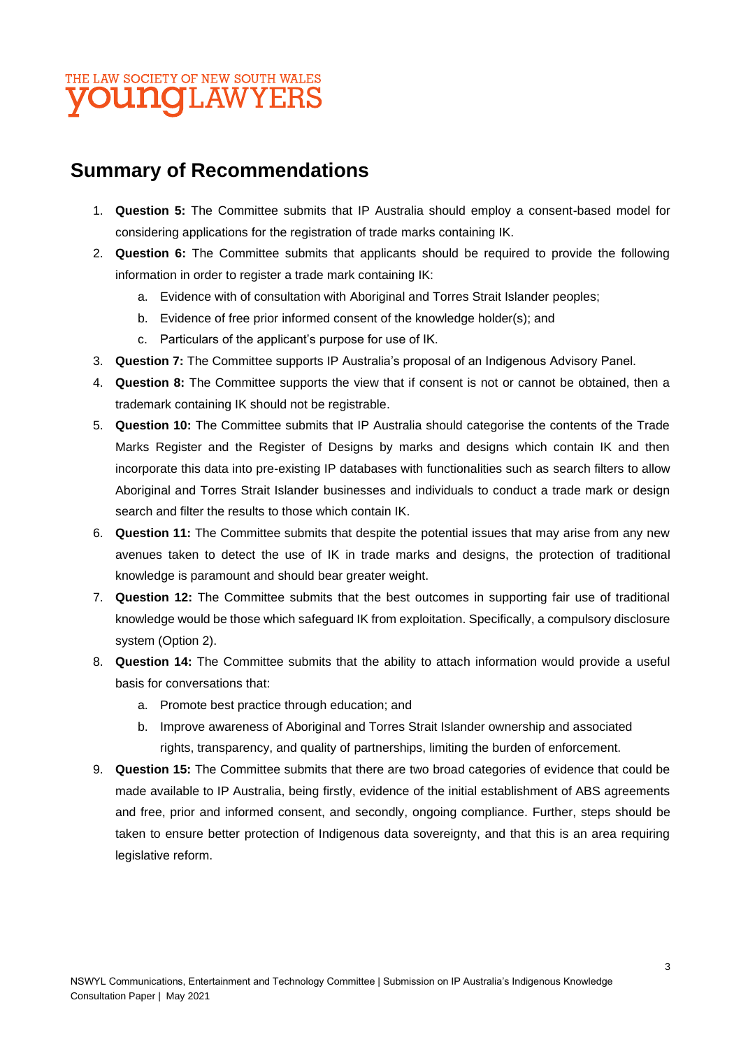## Summary of Recommendations

1. **Question 5:** The Committee submits that IP Australia should employ a consent-based model for considering applications for the registration of trade marks containing IK.
2. **Question 6:** The Committee submits that applicants should be required to provide the following information in order to register a trade mark containing IK:
   a. Evidence with of consultation with Aboriginal and Torres Strait Islander peoples;
   b. Evidence of free prior informed consent of the knowledge holder(s); and
   c. Particulars of the applicant's purpose for use of IK.
3. **Question 7:** The Committee supports IP Australia's proposal of an Indigenous Advisory Panel.
4. **Question 8:** The Committee supports the view that if consent is not or cannot be obtained, then a trademark containing IK should not be registrable.
5. **Question 10:** The Committee submits that IP Australia should categorise the contents of the Trade Marks Register and the Register of Designs by marks and designs which contain IK and then incorporate this data into pre-existing IP databases with functionalities such as search filters to allow Aboriginal and Torres Strait Islander businesses and individuals to conduct a trade mark or design search and filter the results to those which contain IK.
6. **Question 11:** The Committee submits that despite the potential issues that may arise from any new avenues taken to detect the use of IK in trade marks and designs, the protection of traditional knowledge is paramount and should bear greater weight.
7. **Question 12:** The Committee submits that the best outcomes in supporting fair use of traditional knowledge would be those which safeguard IK from exploitation. Specifically, a compulsory disclosure system (Option 2).
8. **Question 14:** The Committee submits that the ability to attach information would provide a useful basis for conversations that:
   a. Promote best practice through education; and
   b. Improve awareness of Aboriginal and Torres Strait Islander ownership and associated rights, transparency, and quality of partnerships, limiting the burden of enforcement.
9. **Question 15:** The Committee submits that there are two broad categories of evidence that could be made available to IP Australia, being firstly, evidence of the initial establishment of ABS agreements and free, prior and informed consent, and secondly, ongoing compliance. Further, steps should be taken to ensure better protection of Indigenous data sovereignty, and that this is an area requiring legislative reform.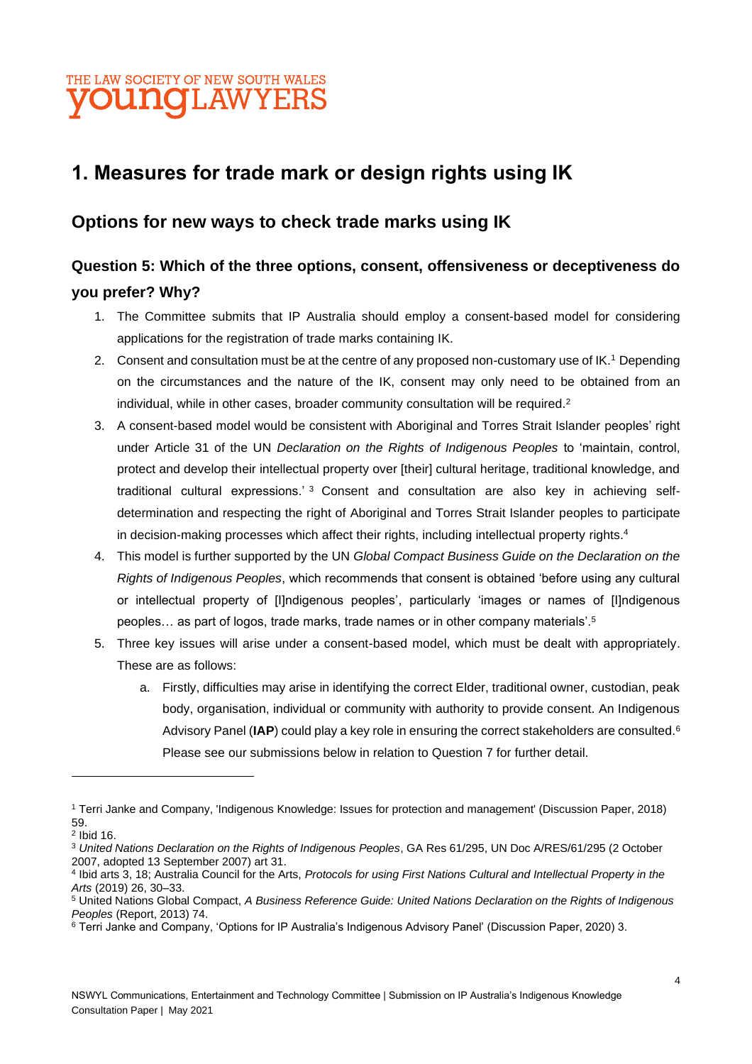# 1. Measures for trade mark or design rights using IK

## Options for new ways to check trade marks using IK

### Question 5: Which of the three options, consent, offensiveness or deceptiveness do you prefer? Why?

1. The Committee submits that IP Australia should employ a consent-based model for considering applications for the registration of trade marks containing IK.
2. Consent and consultation must be at the centre of any proposed non-customary use of IK.[1] Depending on the circumstances and the nature of the IK, consent may only need to be obtained from an individual, while in other cases, broader community consultation will be required.[2]
3. A consent-based model would be consistent with Aboriginal and Torres Strait Islander peoples' right under Article 31 of the UN *Declaration on the Rights of Indigenous Peoples* to 'maintain, control, protect and develop their intellectual property over [their] cultural heritage, traditional knowledge, and traditional cultural expressions.'[3] Consent and consultation are also key in achieving self-determination and respecting the right of Aboriginal and Torres Strait Islander peoples to participate in decision-making processes which affect their rights, including intellectual property rights.[4]
4. This model is further supported by the UN *Global Compact Business Guide on the Declaration on the Rights of Indigenous Peoples*, which recommends that consent is obtained 'before using any cultural or intellectual property of [I]ndigenous peoples', particularly 'images or names of [I]ndigenous peoples… as part of logos, trade marks, trade names or in other company materials'.[5]
5. Three key issues will arise under a consent-based model, which must be dealt with appropriately. These are as follows:
   a. Firstly, difficulties may arise in identifying the correct Elder, traditional owner, custodian, peak body, organisation, individual or community with authority to provide consent. An Indigenous Advisory Panel (**IAP**) could play a key role in ensuring the correct stakeholders are consulted.[6] Please see our submissions below in relation to Question 7 for further detail.

---

[1] Terri Janke and Company, 'Indigenous Knowledge: Issues for protection and management' (Discussion Paper, 2018) 59.

[2] Ibid 16.

[3] *United Nations Declaration on the Rights of Indigenous Peoples*, GA Res 61/295, UN Doc A/RES/61/295 (2 October 2007, adopted 13 September 2007) art 31.

[4] Ibid arts 3, 18; Australia Council for the Arts, *Protocols for using First Nations Cultural and Intellectual Property in the Arts* (2019) 26, 30–33.

[5] United Nations Global Compact, *A Business Reference Guide: United Nations Declaration on the Rights of Indigenous Peoples* (Report, 2013) 74.

[6] Terri Janke and Company, 'Options for IP Australia's Indigenous Advisory Panel' (Discussion Paper, 2020) 3.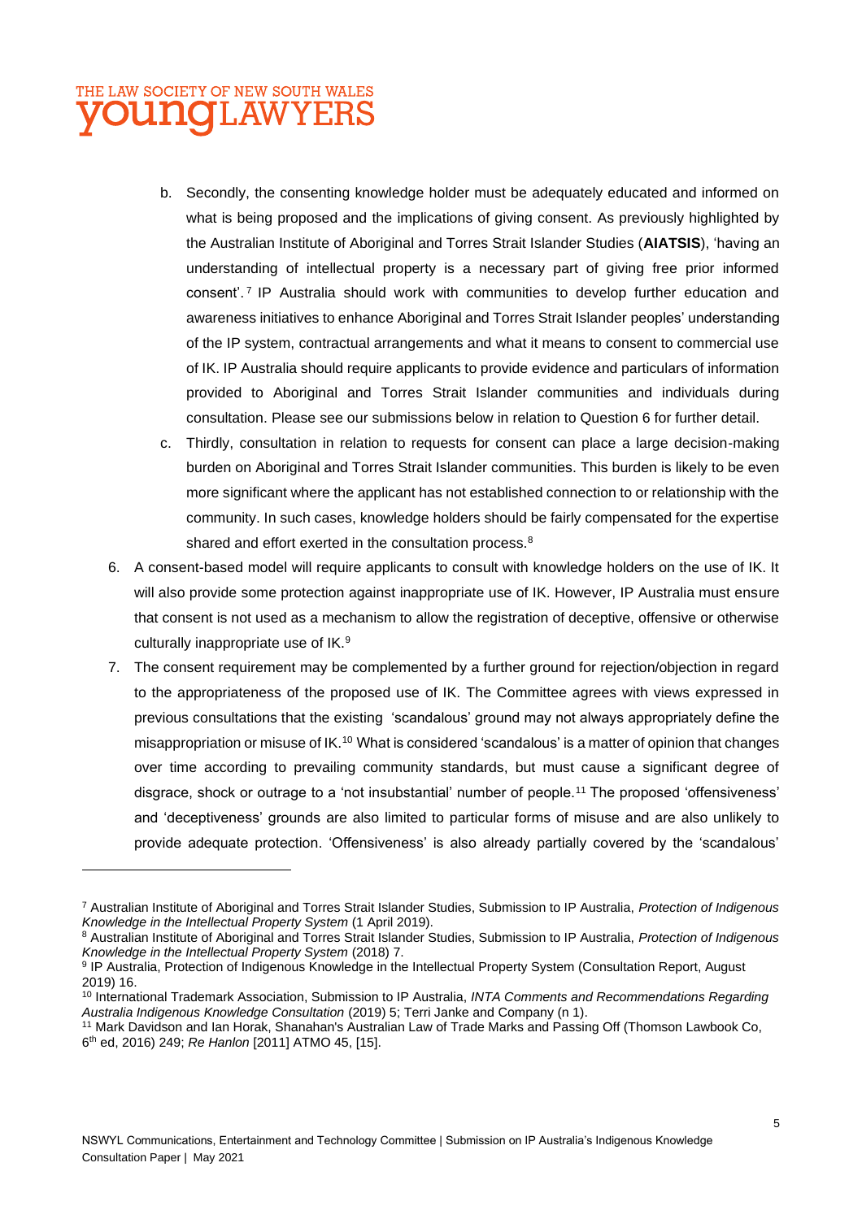b. Secondly, the consenting knowledge holder must be adequately educated and informed on what is being proposed and the implications of giving consent. As previously highlighted by the Australian Institute of Aboriginal and Torres Strait Islander Studies (**AIATSIS**), 'having an understanding of intellectual property is a necessary part of giving free prior informed consent'.[7] IP Australia should work with communities to develop further education and awareness initiatives to enhance Aboriginal and Torres Strait Islander peoples' understanding of the IP system, contractual arrangements and what it means to consent to commercial use of IK. IP Australia should require applicants to provide evidence and particulars of information provided to Aboriginal and Torres Strait Islander communities and individuals during consultation. Please see our submissions below in relation to Question 6 for further detail.

c. Thirdly, consultation in relation to requests for consent can place a large decision-making burden on Aboriginal and Torres Strait Islander communities. This burden is likely to be even more significant where the applicant has not established connection to or relationship with the community. In such cases, knowledge holders should be fairly compensated for the expertise shared and effort exerted in the consultation process.[8]

6. A consent-based model will require applicants to consult with knowledge holders on the use of IK. It will also provide some protection against inappropriate use of IK. However, IP Australia must ensure that consent is not used as a mechanism to allow the registration of deceptive, offensive or otherwise culturally inappropriate use of IK.[9]

7. The consent requirement may be complemented by a further ground for rejection/objection in regard to the appropriateness of the proposed use of IK. The Committee agrees with views expressed in previous consultations that the existing 'scandalous' ground may not always appropriately define the misappropriation or misuse of IK.[10] What is considered 'scandalous' is a matter of opinion that changes over time according to prevailing community standards, but must cause a significant degree of disgrace, shock or outrage to a 'not insubstantial' number of people.[11] The proposed 'offensiveness' and 'deceptiveness' grounds are also limited to particular forms of misuse and are also unlikely to provide adequate protection. 'Offensiveness' is also already partially covered by the 'scandalous'

---

[7] Australian Institute of Aboriginal and Torres Strait Islander Studies, Submission to IP Australia, *Protection of Indigenous Knowledge in the Intellectual Property System* (1 April 2019).

[8] Australian Institute of Aboriginal and Torres Strait Islander Studies, Submission to IP Australia, *Protection of Indigenous Knowledge in the Intellectual Property System* (2018) 7.

[9] IP Australia, Protection of Indigenous Knowledge in the Intellectual Property System (Consultation Report, August 2019) 16.

[10] International Trademark Association, Submission to IP Australia, *INTA Comments and Recommendations Regarding Australia Indigenous Knowledge Consultation* (2019) 5; Terri Janke and Company (n 1).

[11] Mark Davidson and Ian Horak, Shanahan's Australian Law of Trade Marks and Passing Off (Thomson Lawbook Co, 6th ed, 2016) 249; *Re Hanlon* [2011] ATMO 45, [15].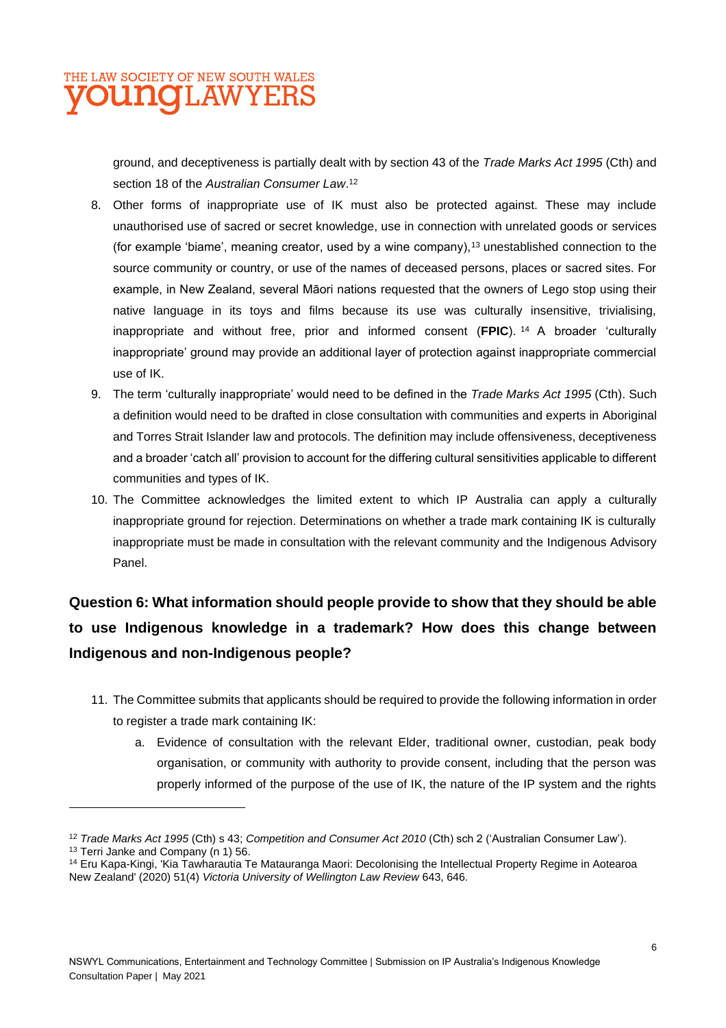ground, and deceptiveness is partially dealt with by section 43 of the *Trade Marks Act 1995* (Cth) and section 18 of the *Australian Consumer Law*.[12]

8. Other forms of inappropriate use of IK must also be protected against. These may include unauthorised use of sacred or secret knowledge, use in connection with unrelated goods or services (for example 'biame', meaning creator, used by a wine company),[13] unestablished connection to the source community or country, or use of the names of deceased persons, places or sacred sites. For example, in New Zealand, several Māori nations requested that the owners of Lego stop using their native language in its toys and films because its use was culturally insensitive, trivialising, inappropriate and without free, prior and informed consent (**FPIC**).[14] A broader 'culturally inappropriate' ground may provide an additional layer of protection against inappropriate commercial use of IK.
9. The term 'culturally inappropriate' would need to be defined in the *Trade Marks Act 1995* (Cth). Such a definition would need to be drafted in close consultation with communities and experts in Aboriginal and Torres Strait Islander law and protocols. The definition may include offensiveness, deceptiveness and a broader 'catch all' provision to account for the differing cultural sensitivities applicable to different communities and types of IK.
10. The Committee acknowledges the limited extent to which IP Australia can apply a culturally inappropriate ground for rejection. Determinations on whether a trade mark containing IK is culturally inappropriate must be made in consultation with the relevant community and the Indigenous Advisory Panel.

## Question 6: What information should people provide to show that they should be able to use Indigenous knowledge in a trademark? How does this change between Indigenous and non-Indigenous people?

11. The Committee submits that applicants should be required to provide the following information in order to register a trade mark containing IK:
    a. Evidence of consultation with the relevant Elder, traditional owner, custodian, peak body organisation, or community with authority to provide consent, including that the person was properly informed of the purpose of the use of IK, the nature of the IP system and the rights

---

[12] *Trade Marks Act 1995* (Cth) s 43; *Competition and Consumer Act 2010* (Cth) sch 2 ('Australian Consumer Law').

[13] Terri Janke and Company (n 1) 56.

[14] Eru Kapa-Kingi, 'Kia Tawharautia Te Matauranga Maori: Decolonising the Intellectual Property Regime in Aotearoa New Zealand' (2020) 51(4) *Victoria University of Wellington Law Review* 643, 646.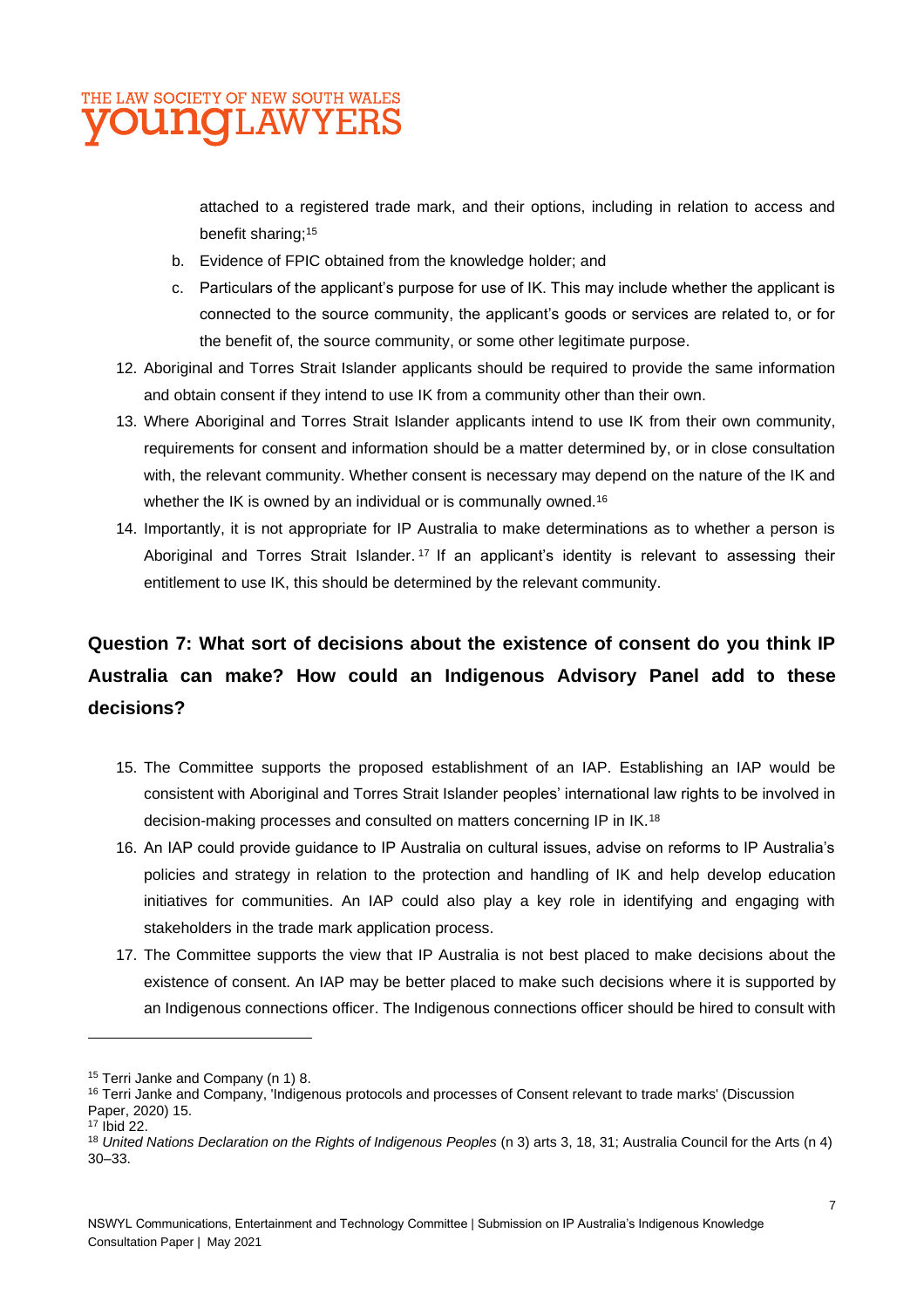attached to a registered trade mark, and their options, including in relation to access and benefit sharing;[15]

b. Evidence of FPIC obtained from the knowledge holder; and

c. Particulars of the applicant's purpose for use of IK. This may include whether the applicant is connected to the source community, the applicant's goods or services are related to, or for the benefit of, the source community, or some other legitimate purpose.

12. Aboriginal and Torres Strait Islander applicants should be required to provide the same information and obtain consent if they intend to use IK from a community other than their own.

13. Where Aboriginal and Torres Strait Islander applicants intend to use IK from their own community, requirements for consent and information should be a matter determined by, or in close consultation with, the relevant community. Whether consent is necessary may depend on the nature of the IK and whether the IK is owned by an individual or is communally owned.[16]

14. Importantly, it is not appropriate for IP Australia to make determinations as to whether a person is Aboriginal and Torres Strait Islander.[17] If an applicant's identity is relevant to assessing their entitlement to use IK, this should be determined by the relevant community.

## Question 7: What sort of decisions about the existence of consent do you think IP Australia can make? How could an Indigenous Advisory Panel add to these decisions?

15. The Committee supports the proposed establishment of an IAP. Establishing an IAP would be consistent with Aboriginal and Torres Strait Islander peoples' international law rights to be involved in decision-making processes and consulted on matters concerning IP in IK.[18]

16. An IAP could provide guidance to IP Australia on cultural issues, advise on reforms to IP Australia's policies and strategy in relation to the protection and handling of IK and help develop education initiatives for communities. An IAP could also play a key role in identifying and engaging with stakeholders in the trade mark application process.

17. The Committee supports the view that IP Australia is not best placed to make decisions about the existence of consent. An IAP may be better placed to make such decisions where it is supported by an Indigenous connections officer. The Indigenous connections officer should be hired to consult with

---

[15] Terri Janke and Company (n 1) 8.

[16] Terri Janke and Company, 'Indigenous protocols and processes of Consent relevant to trade marks' (Discussion Paper, 2020) 15.

[17] Ibid 22.

[18] *United Nations Declaration on the Rights of Indigenous Peoples* (n 3) arts 3, 18, 31; Australia Council for the Arts (n 4) 30–33.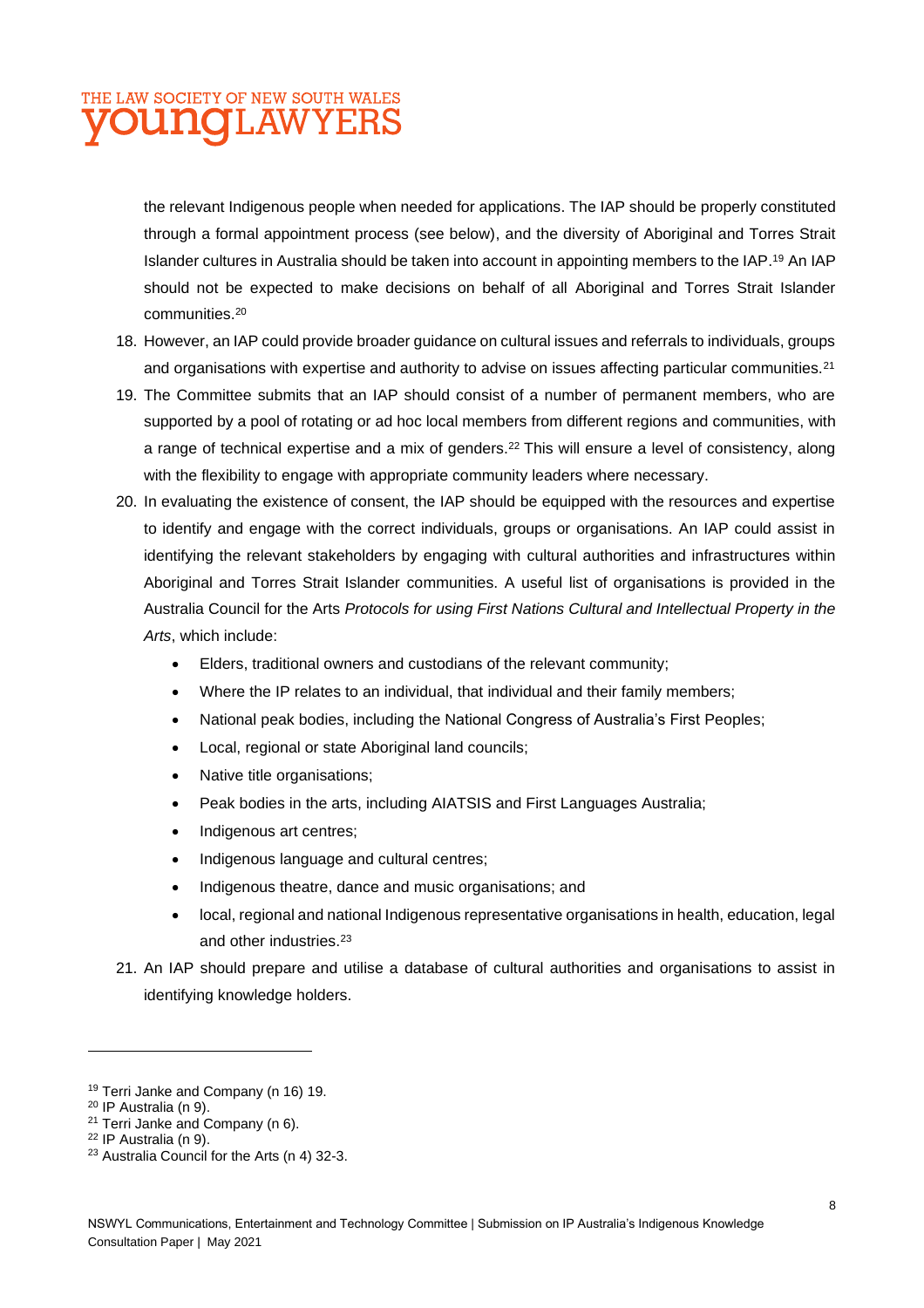the relevant Indigenous people when needed for applications. The IAP should be properly constituted through a formal appointment process (see below), and the diversity of Aboriginal and Torres Strait Islander cultures in Australia should be taken into account in appointing members to the IAP.[19] An IAP should not be expected to make decisions on behalf of all Aboriginal and Torres Strait Islander communities.[20]

18. However, an IAP could provide broader guidance on cultural issues and referrals to individuals, groups and organisations with expertise and authority to advise on issues affecting particular communities.[21]
19. The Committee submits that an IAP should consist of a number of permanent members, who are supported by a pool of rotating or ad hoc local members from different regions and communities, with a range of technical expertise and a mix of genders.[22] This will ensure a level of consistency, along with the flexibility to engage with appropriate community leaders where necessary.
20. In evaluating the existence of consent, the IAP should be equipped with the resources and expertise to identify and engage with the correct individuals, groups or organisations. An IAP could assist in identifying the relevant stakeholders by engaging with cultural authorities and infrastructures within Aboriginal and Torres Strait Islander communities. A useful list of organisations is provided in the Australia Council for the Arts *Protocols for using First Nations Cultural and Intellectual Property in the Arts*, which include:
    - Elders, traditional owners and custodians of the relevant community;
    - Where the IP relates to an individual, that individual and their family members;
    - National peak bodies, including the National Congress of Australia's First Peoples;
    - Local, regional or state Aboriginal land councils;
    - Native title organisations;
    - Peak bodies in the arts, including AIATSIS and First Languages Australia;
    - Indigenous art centres;
    - Indigenous language and cultural centres;
    - Indigenous theatre, dance and music organisations; and
    - local, regional and national Indigenous representative organisations in health, education, legal and other industries.[23]
21. An IAP should prepare and utilise a database of cultural authorities and organisations to assist in identifying knowledge holders.

---

[19] Terri Janke and Company (n 16) 19.
[20] IP Australia (n 9).
[21] Terri Janke and Company (n 6).
[22] IP Australia (n 9).
[23] Australia Council for the Arts (n 4) 32-3.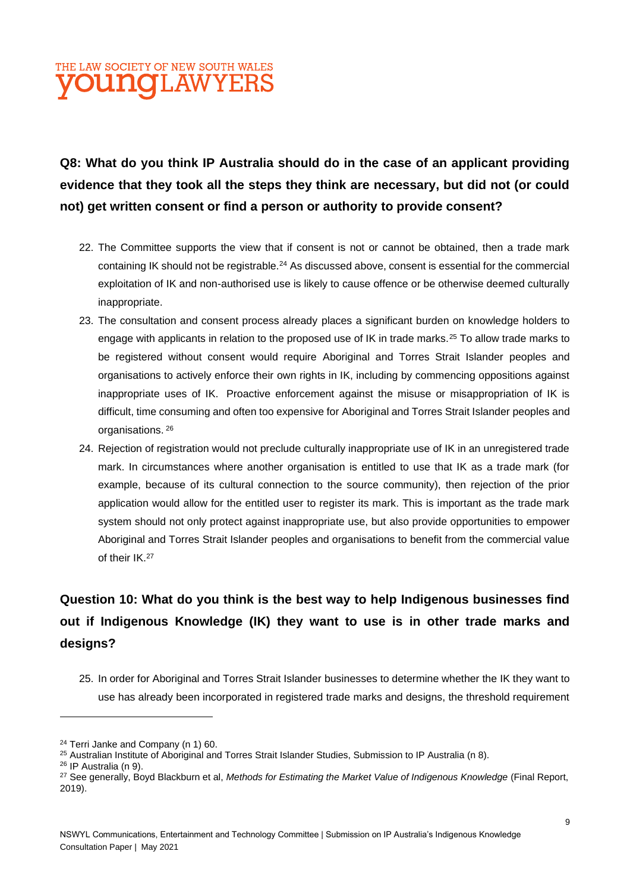**Q8: What do you think IP Australia should do in the case of an applicant providing evidence that they took all the steps they think are necessary, but did not (or could not) get written consent or find a person or authority to provide consent?**

22. The Committee supports the view that if consent is not or cannot be obtained, then a trade mark containing IK should not be registrable.[24] As discussed above, consent is essential for the commercial exploitation of IK and non-authorised use is likely to cause offence or be otherwise deemed culturally inappropriate.
23. The consultation and consent process already places a significant burden on knowledge holders to engage with applicants in relation to the proposed use of IK in trade marks.[25] To allow trade marks to be registered without consent would require Aboriginal and Torres Strait Islander peoples and organisations to actively enforce their own rights in IK, including by commencing oppositions against inappropriate uses of IK. Proactive enforcement against the misuse or misappropriation of IK is difficult, time consuming and often too expensive for Aboriginal and Torres Strait Islander peoples and organisations.[26]
24. Rejection of registration would not preclude culturally inappropriate use of IK in an unregistered trade mark. In circumstances where another organisation is entitled to use that IK as a trade mark (for example, because of its cultural connection to the source community), then rejection of the prior application would allow for the entitled user to register its mark. This is important as the trade mark system should not only protect against inappropriate use, but also provide opportunities to empower Aboriginal and Torres Strait Islander peoples and organisations to benefit from the commercial value of their IK.[27]

**Question 10: What do you think is the best way to help Indigenous businesses find out if Indigenous Knowledge (IK) they want to use is in other trade marks and designs?**

25. In order for Aboriginal and Torres Strait Islander businesses to determine whether the IK they want to use has already been incorporated in registered trade marks and designs, the threshold requirement

---

[24] Terri Janke and Company (n 1) 60.
[25] Australian Institute of Aboriginal and Torres Strait Islander Studies, Submission to IP Australia (n 8).
[26] IP Australia (n 9).
[27] See generally, Boyd Blackburn et al, *Methods for Estimating the Market Value of Indigenous Knowledge* (Final Report, 2019).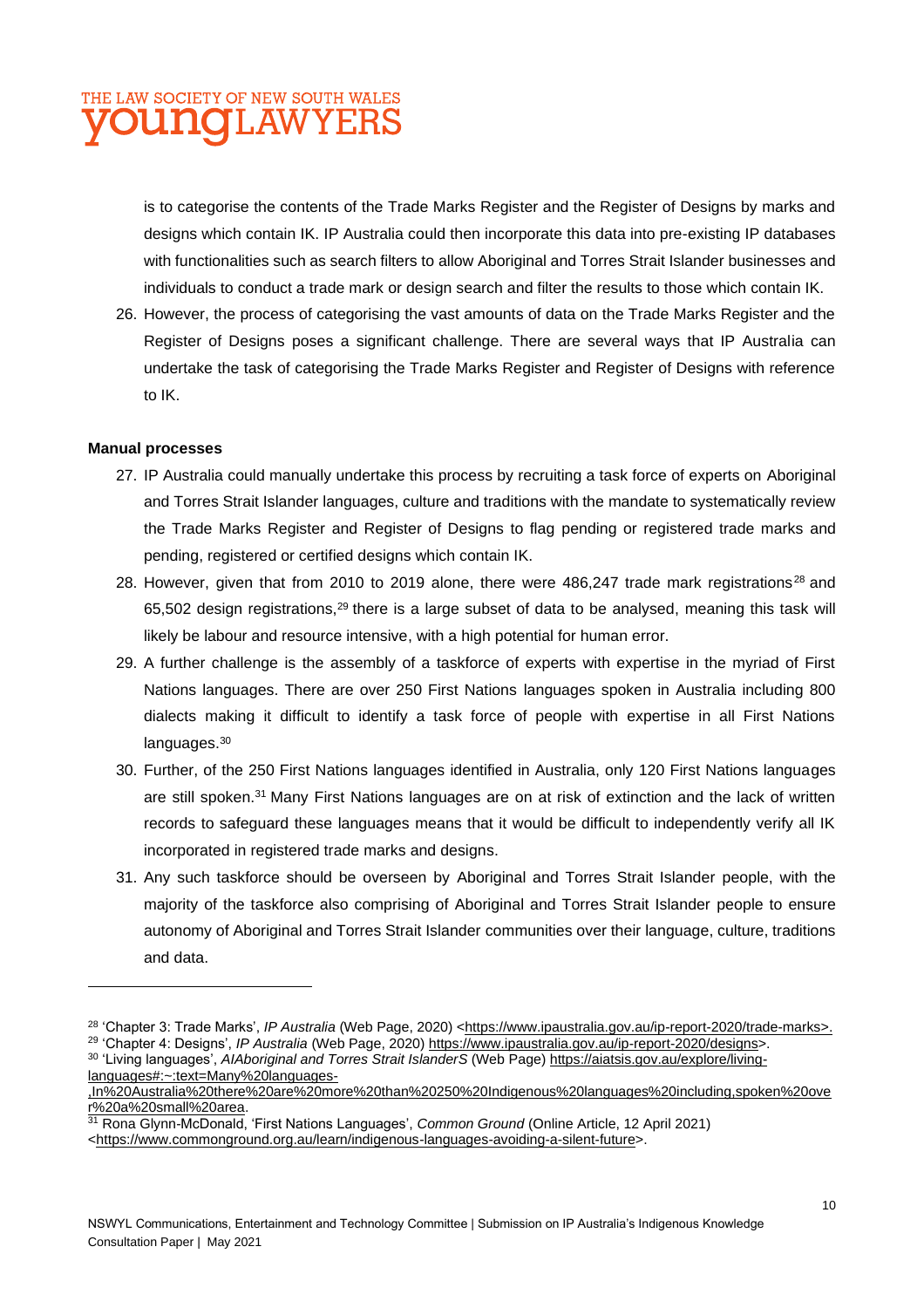is to categorise the contents of the Trade Marks Register and the Register of Designs by marks and designs which contain IK. IP Australia could then incorporate this data into pre-existing IP databases with functionalities such as search filters to allow Aboriginal and Torres Strait Islander businesses and individuals to conduct a trade mark or design search and filter the results to those which contain IK.

26. However, the process of categorising the vast amounts of data on the Trade Marks Register and the Register of Designs poses a significant challenge. There are several ways that IP Australia can undertake the task of categorising the Trade Marks Register and Register of Designs with reference to IK.

**Manual processes**

27. IP Australia could manually undertake this process by recruiting a task force of experts on Aboriginal and Torres Strait Islander languages, culture and traditions with the mandate to systematically review the Trade Marks Register and Register of Designs to flag pending or registered trade marks and pending, registered or certified designs which contain IK.

28. However, given that from 2010 to 2019 alone, there were 486,247 trade mark registrations[28] and 65,502 design registrations,[29] there is a large subset of data to be analysed, meaning this task will likely be labour and resource intensive, with a high potential for human error.

29. A further challenge is the assembly of a taskforce of experts with expertise in the myriad of First Nations languages. There are over 250 First Nations languages spoken in Australia including 800 dialects making it difficult to identify a task force of people with expertise in all First Nations languages.[30]

30. Further, of the 250 First Nations languages identified in Australia, only 120 First Nations languages are still spoken.[31] Many First Nations languages are on at risk of extinction and the lack of written records to safeguard these languages means that it would be difficult to independently verify all IK incorporated in registered trade marks and designs.

31. Any such taskforce should be overseen by Aboriginal and Torres Strait Islander people, with the majority of the taskforce also comprising of Aboriginal and Torres Strait Islander people to ensure autonomy of Aboriginal and Torres Strait Islander communities over their language, culture, traditions and data.

---

[28] 'Chapter 3: Trade Marks', *IP Australia* (Web Page, 2020) <https://www.ipaustralia.gov.au/ip-report-2020/trade-marks>.

[29] 'Chapter 4: Designs', *IP Australia* (Web Page, 2020) https://www.ipaustralia.gov.au/ip-report-2020/designs>.

[30] 'Living languages', *AIAboriginal and Torres Strait IslanderS* (Web Page) https://aiatsis.gov.au/explore/living-languages#:~:text=Many%20languages-,In%20Australia%20there%20are%20more%20than%20250%20Indigenous%20languages%20including,spoken%20over%20a%20small%20area.

[31] Rona Glynn-McDonald, 'First Nations Languages', *Common Ground* (Online Article, 12 April 2021) <https://www.commonground.org.au/learn/indigenous-languages-avoiding-a-silent-future>.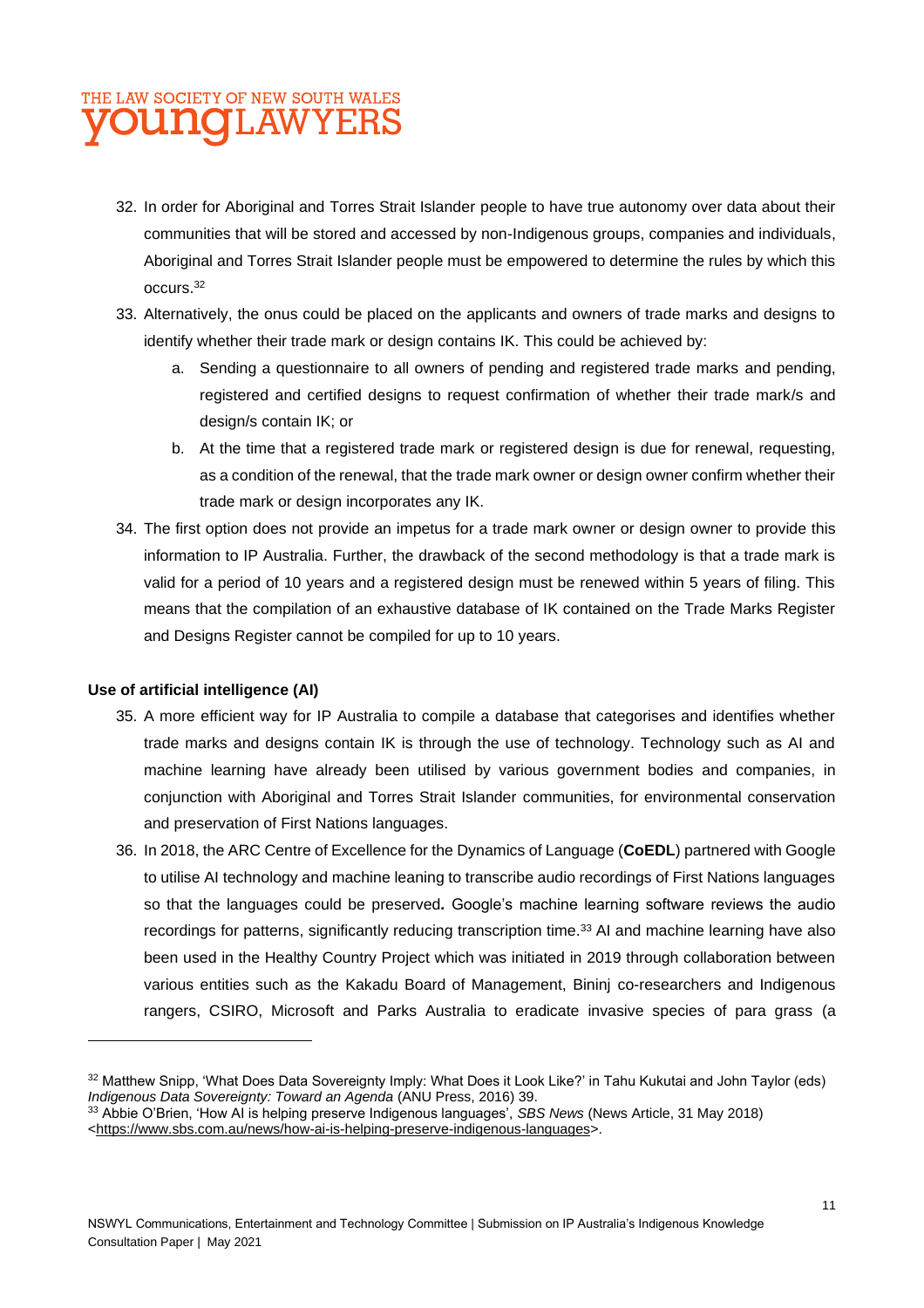32. In order for Aboriginal and Torres Strait Islander people to have true autonomy over data about their communities that will be stored and accessed by non-Indigenous groups, companies and individuals, Aboriginal and Torres Strait Islander people must be empowered to determine the rules by which this occurs.[32]

33. Alternatively, the onus could be placed on the applicants and owners of trade marks and designs to identify whether their trade mark or design contains IK. This could be achieved by:

    a. Sending a questionnaire to all owners of pending and registered trade marks and pending, registered and certified designs to request confirmation of whether their trade mark/s and design/s contain IK; or

    b. At the time that a registered trade mark or registered design is due for renewal, requesting, as a condition of the renewal, that the trade mark owner or design owner confirm whether their trade mark or design incorporates any IK.

34. The first option does not provide an impetus for a trade mark owner or design owner to provide this information to IP Australia. Further, the drawback of the second methodology is that a trade mark is valid for a period of 10 years and a registered design must be renewed within 5 years of filing. This means that the compilation of an exhaustive database of IK contained on the Trade Marks Register and Designs Register cannot be compiled for up to 10 years.

**Use of artificial intelligence (AI)**

35. A more efficient way for IP Australia to compile a database that categorises and identifies whether trade marks and designs contain IK is through the use of technology. Technology such as AI and machine learning have already been utilised by various government bodies and companies, in conjunction with Aboriginal and Torres Strait Islander communities, for environmental conservation and preservation of First Nations languages.

36. In 2018, the ARC Centre of Excellence for the Dynamics of Language (**CoEDL**) partnered with Google to utilise AI technology and machine leaning to transcribe audio recordings of First Nations languages so that the languages could be preserved*.* Google's machine learning software reviews the audio recordings for patterns, significantly reducing transcription time.[33] AI and machine learning have also been used in the Healthy Country Project which was initiated in 2019 through collaboration between various entities such as the Kakadu Board of Management, Bininj co-researchers and Indigenous rangers, CSIRO, Microsoft and Parks Australia to eradicate invasive species of para grass (a

---

[32] Matthew Snipp, 'What Does Data Sovereignty Imply: What Does it Look Like?' in Tahu Kukutai and John Taylor (eds) *Indigenous Data Sovereignty: Toward an Agenda* (ANU Press, 2016) 39.

[33] Abbie O'Brien, 'How AI is helping preserve Indigenous languages', *SBS News* (News Article, 31 May 2018) <https://www.sbs.com.au/news/how-ai-is-helping-preserve-indigenous-languages>.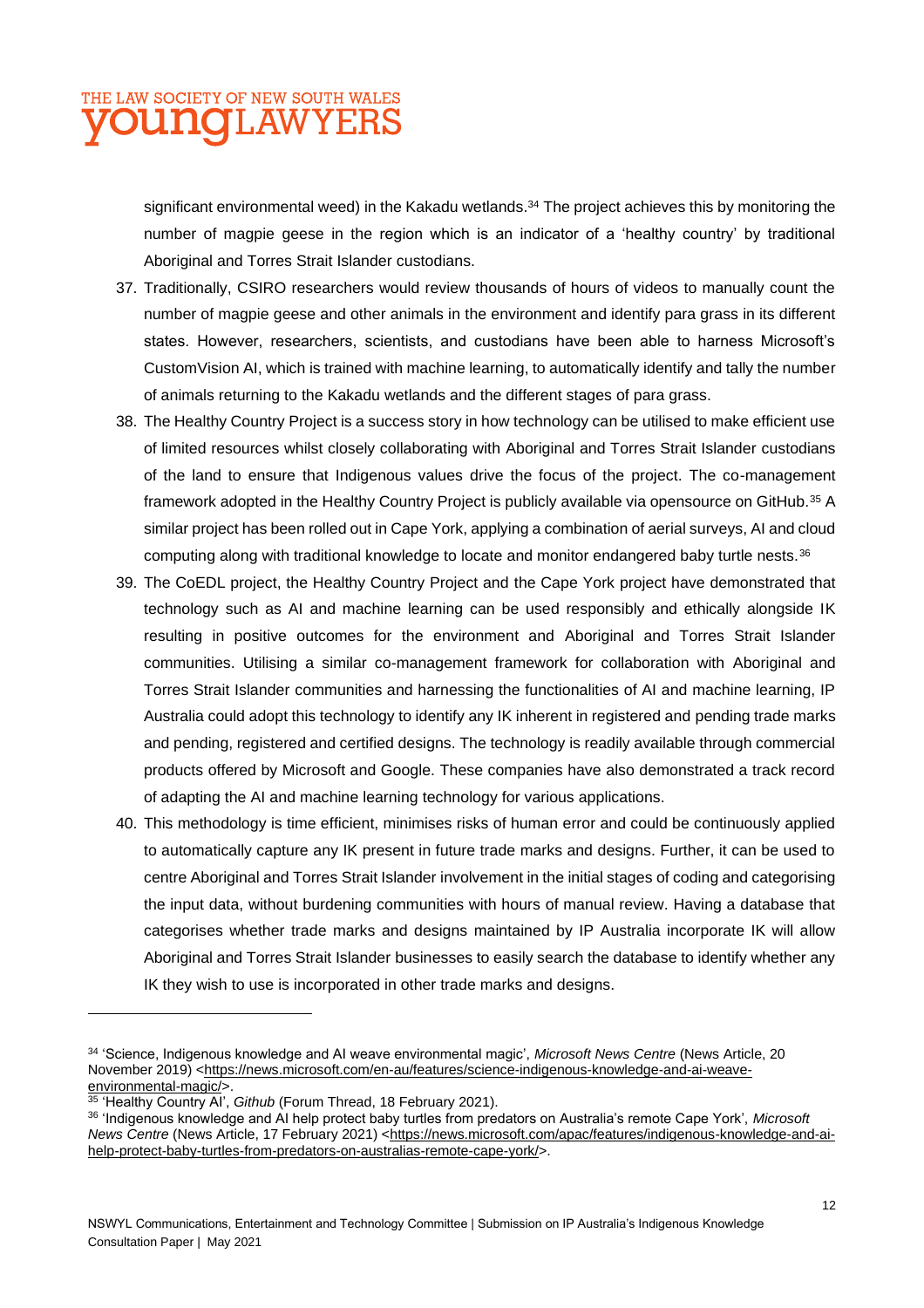significant environmental weed) in the Kakadu wetlands.[34] The project achieves this by monitoring the number of magpie geese in the region which is an indicator of a 'healthy country' by traditional Aboriginal and Torres Strait Islander custodians.

37. Traditionally, CSIRO researchers would review thousands of hours of videos to manually count the number of magpie geese and other animals in the environment and identify para grass in its different states. However, researchers, scientists, and custodians have been able to harness Microsoft's CustomVision AI, which is trained with machine learning, to automatically identify and tally the number of animals returning to the Kakadu wetlands and the different stages of para grass.

38. The Healthy Country Project is a success story in how technology can be utilised to make efficient use of limited resources whilst closely collaborating with Aboriginal and Torres Strait Islander custodians of the land to ensure that Indigenous values drive the focus of the project. The co-management framework adopted in the Healthy Country Project is publicly available via opensource on GitHub.[35] A similar project has been rolled out in Cape York, applying a combination of aerial surveys, AI and cloud computing along with traditional knowledge to locate and monitor endangered baby turtle nests.[36]

39. The CoEDL project, the Healthy Country Project and the Cape York project have demonstrated that technology such as AI and machine learning can be used responsibly and ethically alongside IK resulting in positive outcomes for the environment and Aboriginal and Torres Strait Islander communities. Utilising a similar co-management framework for collaboration with Aboriginal and Torres Strait Islander communities and harnessing the functionalities of AI and machine learning, IP Australia could adopt this technology to identify any IK inherent in registered and pending trade marks and pending, registered and certified designs. The technology is readily available through commercial products offered by Microsoft and Google. These companies have also demonstrated a track record of adapting the AI and machine learning technology for various applications.

40. This methodology is time efficient, minimises risks of human error and could be continuously applied to automatically capture any IK present in future trade marks and designs. Further, it can be used to centre Aboriginal and Torres Strait Islander involvement in the initial stages of coding and categorising the input data, without burdening communities with hours of manual review. Having a database that categorises whether trade marks and designs maintained by IP Australia incorporate IK will allow Aboriginal and Torres Strait Islander businesses to easily search the database to identify whether any IK they wish to use is incorporated in other trade marks and designs.

---

[34] 'Science, Indigenous knowledge and AI weave environmental magic', *Microsoft News Centre* (News Article, 20 November 2019) <https://news.microsoft.com/en-au/features/science-indigenous-knowledge-and-ai-weave-environmental-magic/>.

[35] 'Healthy Country AI', *Github* (Forum Thread, 18 February 2021).

[36] 'Indigenous knowledge and AI help protect baby turtles from predators on Australia's remote Cape York', *Microsoft News Centre* (News Article, 17 February 2021) <https://news.microsoft.com/apac/features/indigenous-knowledge-and-ai-help-protect-baby-turtles-from-predators-on-australias-remote-cape-york/>.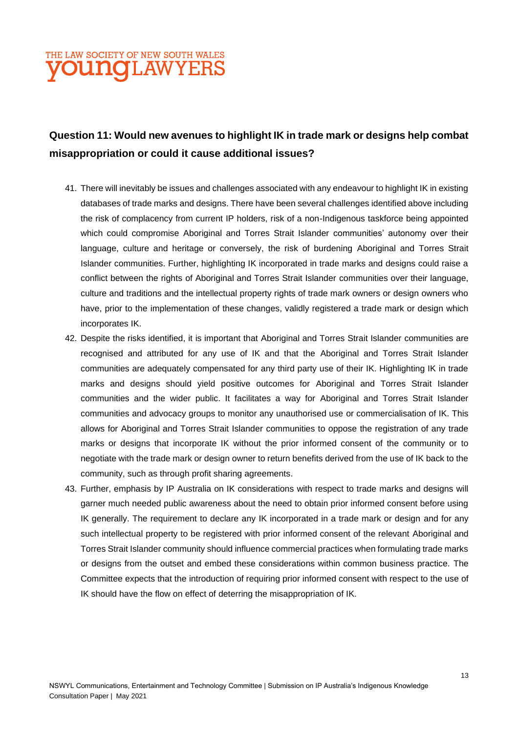## Question 11: Would new avenues to highlight IK in trade mark or designs help combat misappropriation or could it cause additional issues?

41. There will inevitably be issues and challenges associated with any endeavour to highlight IK in existing databases of trade marks and designs. There have been several challenges identified above including the risk of complacency from current IP holders, risk of a non-Indigenous taskforce being appointed which could compromise Aboriginal and Torres Strait Islander communities' autonomy over their language, culture and heritage or conversely, the risk of burdening Aboriginal and Torres Strait Islander communities. Further, highlighting IK incorporated in trade marks and designs could raise a conflict between the rights of Aboriginal and Torres Strait Islander communities over their language, culture and traditions and the intellectual property rights of trade mark owners or design owners who have, prior to the implementation of these changes, validly registered a trade mark or design which incorporates IK.
42. Despite the risks identified, it is important that Aboriginal and Torres Strait Islander communities are recognised and attributed for any use of IK and that the Aboriginal and Torres Strait Islander communities are adequately compensated for any third party use of their IK. Highlighting IK in trade marks and designs should yield positive outcomes for Aboriginal and Torres Strait Islander communities and the wider public. It facilitates a way for Aboriginal and Torres Strait Islander communities and advocacy groups to monitor any unauthorised use or commercialisation of IK. This allows for Aboriginal and Torres Strait Islander communities to oppose the registration of any trade marks or designs that incorporate IK without the prior informed consent of the community or to negotiate with the trade mark or design owner to return benefits derived from the use of IK back to the community, such as through profit sharing agreements.
43. Further, emphasis by IP Australia on IK considerations with respect to trade marks and designs will garner much needed public awareness about the need to obtain prior informed consent before using IK generally. The requirement to declare any IK incorporated in a trade mark or design and for any such intellectual property to be registered with prior informed consent of the relevant Aboriginal and Torres Strait Islander community should influence commercial practices when formulating trade marks or designs from the outset and embed these considerations within common business practice. The Committee expects that the introduction of requiring prior informed consent with respect to the use of IK should have the flow on effect of deterring the misappropriation of IK.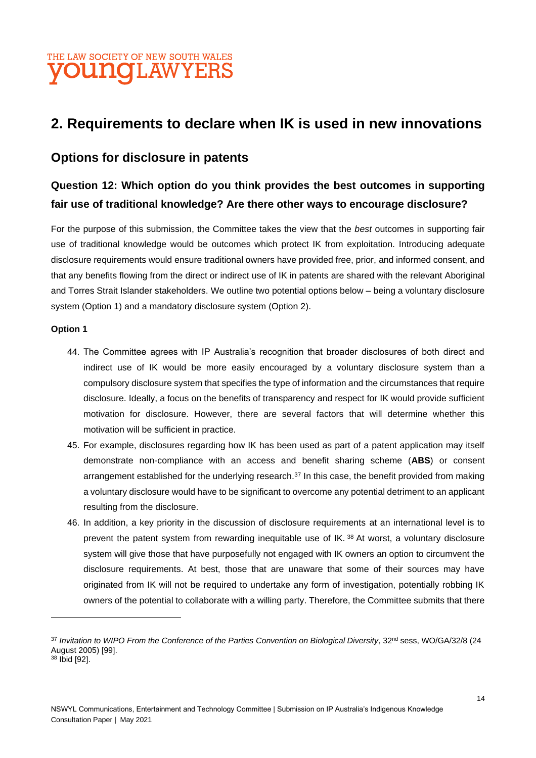## 2. Requirements to declare when IK is used in new innovations

### Options for disclosure in patents

### Question 12: Which option do you think provides the best outcomes in supporting fair use of traditional knowledge? Are there other ways to encourage disclosure?

For the purpose of this submission, the Committee takes the view that the *best* outcomes in supporting fair use of traditional knowledge would be outcomes which protect IK from exploitation. Introducing adequate disclosure requirements would ensure traditional owners have provided free, prior, and informed consent, and that any benefits flowing from the direct or indirect use of IK in patents are shared with the relevant Aboriginal and Torres Strait Islander stakeholders. We outline two potential options below – being a voluntary disclosure system (Option 1) and a mandatory disclosure system (Option 2).

**Option 1**

44. The Committee agrees with IP Australia's recognition that broader disclosures of both direct and indirect use of IK would be more easily encouraged by a voluntary disclosure system than a compulsory disclosure system that specifies the type of information and the circumstances that require disclosure. Ideally, a focus on the benefits of transparency and respect for IK would provide sufficient motivation for disclosure. However, there are several factors that will determine whether this motivation will be sufficient in practice.
45. For example, disclosures regarding how IK has been used as part of a patent application may itself demonstrate non-compliance with an access and benefit sharing scheme (**ABS**) or consent arrangement established for the underlying research.[37] In this case, the benefit provided from making a voluntary disclosure would have to be significant to overcome any potential detriment to an applicant resulting from the disclosure.
46. In addition, a key priority in the discussion of disclosure requirements at an international level is to prevent the patent system from rewarding inequitable use of IK.[38] At worst, a voluntary disclosure system will give those that have purposefully not engaged with IK owners an option to circumvent the disclosure requirements. At best, those that are unaware that some of their sources may have originated from IK will not be required to undertake any form of investigation, potentially robbing IK owners of the potential to collaborate with a willing party. Therefore, the Committee submits that there

---

[37] *Invitation to WIPO From the Conference of the Parties Convention on Biological Diversity*, 32nd sess, WO/GA/32/8 (24 August 2005) [99].

[38] Ibid [92].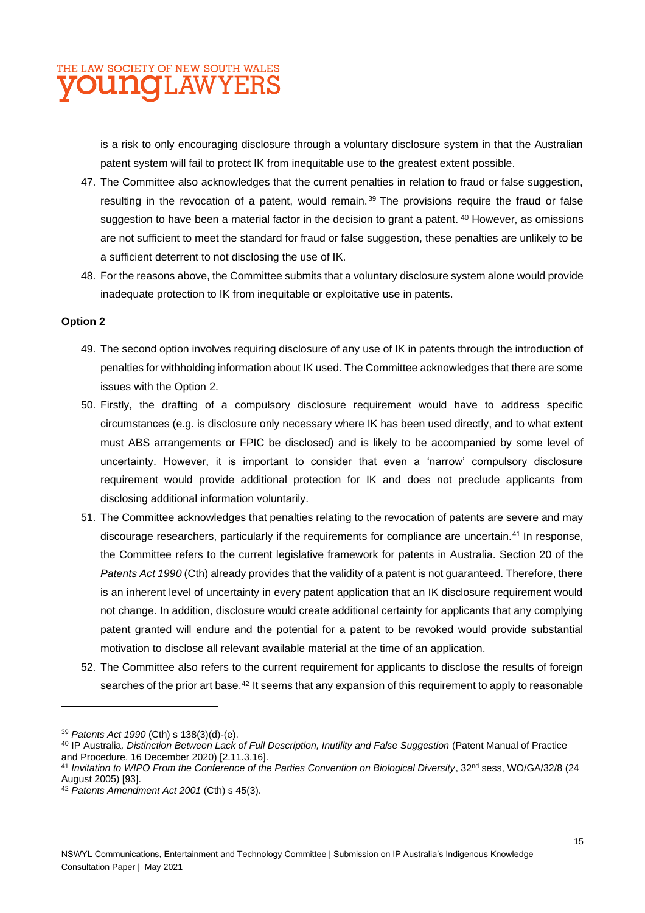is a risk to only encouraging disclosure through a voluntary disclosure system in that the Australian patent system will fail to protect IK from inequitable use to the greatest extent possible.

47. The Committee also acknowledges that the current penalties in relation to fraud or false suggestion, resulting in the revocation of a patent, would remain.[39] The provisions require the fraud or false suggestion to have been a material factor in the decision to grant a patent.[40] However, as omissions are not sufficient to meet the standard for fraud or false suggestion, these penalties are unlikely to be a sufficient deterrent to not disclosing the use of IK.
48. For the reasons above, the Committee submits that a voluntary disclosure system alone would provide inadequate protection to IK from inequitable or exploitative use in patents.

**Option 2**

49. The second option involves requiring disclosure of any use of IK in patents through the introduction of penalties for withholding information about IK used. The Committee acknowledges that there are some issues with the Option 2.
50. Firstly, the drafting of a compulsory disclosure requirement would have to address specific circumstances (e.g. is disclosure only necessary where IK has been used directly, and to what extent must ABS arrangements or FPIC be disclosed) and is likely to be accompanied by some level of uncertainty. However, it is important to consider that even a 'narrow' compulsory disclosure requirement would provide additional protection for IK and does not preclude applicants from disclosing additional information voluntarily.
51. The Committee acknowledges that penalties relating to the revocation of patents are severe and may discourage researchers, particularly if the requirements for compliance are uncertain.[41] In response, the Committee refers to the current legislative framework for patents in Australia. Section 20 of the *Patents Act 1990* (Cth) already provides that the validity of a patent is not guaranteed. Therefore, there is an inherent level of uncertainty in every patent application that an IK disclosure requirement would not change. In addition, disclosure would create additional certainty for applicants that any complying patent granted will endure and the potential for a patent to be revoked would provide substantial motivation to disclose all relevant available material at the time of an application.
52. The Committee also refers to the current requirement for applicants to disclose the results of foreign searches of the prior art base.[42] It seems that any expansion of this requirement to apply to reasonable

---

[39] *Patents Act 1990* (Cth) s 138(3)(d)-(e).

[40] IP Australia*, Distinction Between Lack of Full Description, Inutility and False Suggestion* (Patent Manual of Practice and Procedure, 16 December 2020) [2.11.3.16].

[41] *Invitation to WIPO From the Conference of the Parties Convention on Biological Diversity*, 32nd sess, WO/GA/32/8 (24 August 2005) [93].

[42] *Patents Amendment Act 2001* (Cth) s 45(3).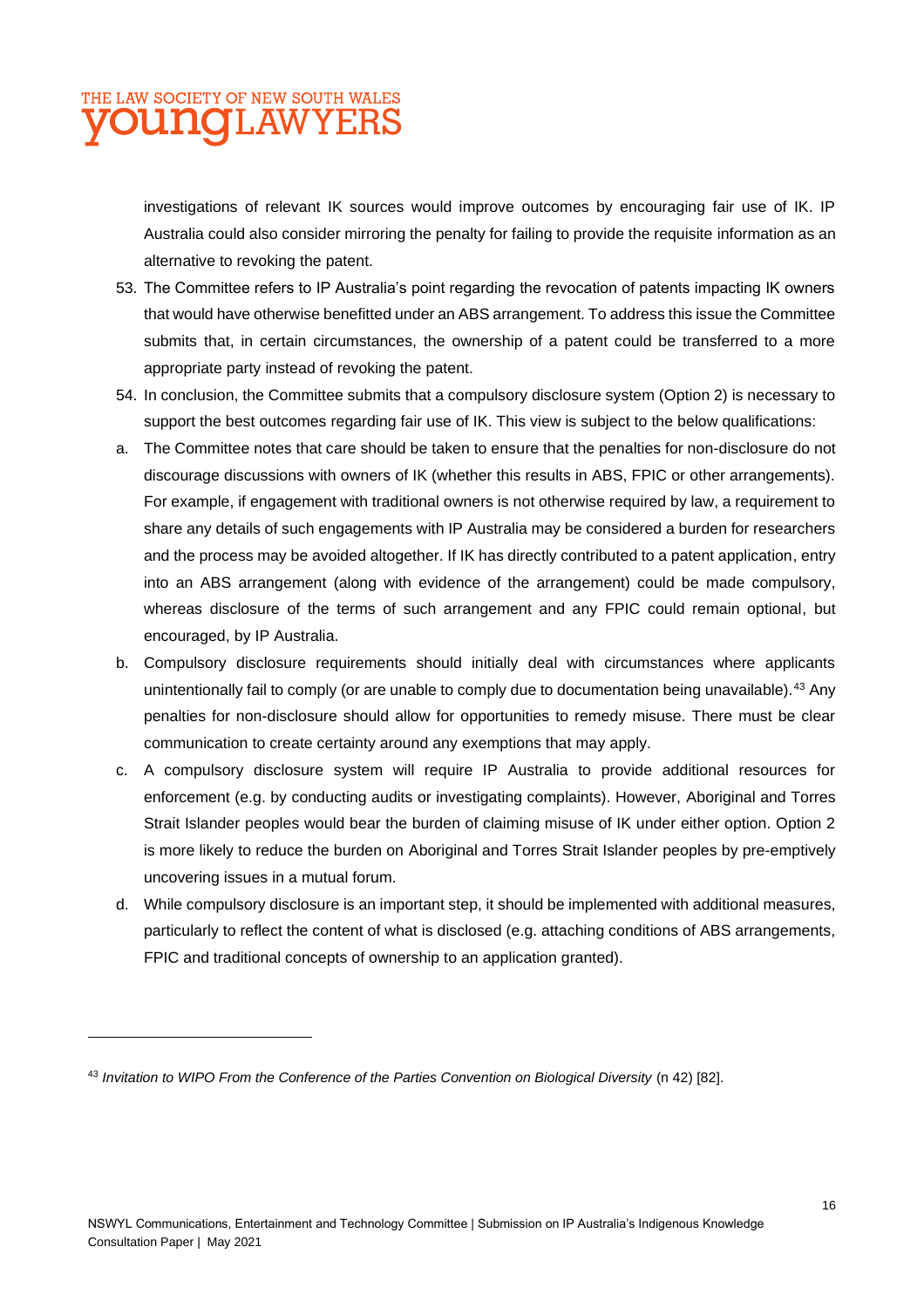investigations of relevant IK sources would improve outcomes by encouraging fair use of IK. IP Australia could also consider mirroring the penalty for failing to provide the requisite information as an alternative to revoking the patent.

53. The Committee refers to IP Australia's point regarding the revocation of patents impacting IK owners that would have otherwise benefitted under an ABS arrangement. To address this issue the Committee submits that, in certain circumstances, the ownership of a patent could be transferred to a more appropriate party instead of revoking the patent.

54. In conclusion, the Committee submits that a compulsory disclosure system (Option 2) is necessary to support the best outcomes regarding fair use of IK. This view is subject to the below qualifications:

a. The Committee notes that care should be taken to ensure that the penalties for non-disclosure do not discourage discussions with owners of IK (whether this results in ABS, FPIC or other arrangements). For example, if engagement with traditional owners is not otherwise required by law, a requirement to share any details of such engagements with IP Australia may be considered a burden for researchers and the process may be avoided altogether. If IK has directly contributed to a patent application, entry into an ABS arrangement (along with evidence of the arrangement) could be made compulsory, whereas disclosure of the terms of such arrangement and any FPIC could remain optional, but encouraged, by IP Australia.

b. Compulsory disclosure requirements should initially deal with circumstances where applicants unintentionally fail to comply (or are unable to comply due to documentation being unavailable).[43] Any penalties for non-disclosure should allow for opportunities to remedy misuse. There must be clear communication to create certainty around any exemptions that may apply.

c. A compulsory disclosure system will require IP Australia to provide additional resources for enforcement (e.g. by conducting audits or investigating complaints). However, Aboriginal and Torres Strait Islander peoples would bear the burden of claiming misuse of IK under either option. Option 2 is more likely to reduce the burden on Aboriginal and Torres Strait Islander peoples by pre-emptively uncovering issues in a mutual forum.

d. While compulsory disclosure is an important step, it should be implemented with additional measures, particularly to reflect the content of what is disclosed (e.g. attaching conditions of ABS arrangements, FPIC and traditional concepts of ownership to an application granted).

---

[43] *Invitation to WIPO From the Conference of the Parties Convention on Biological Diversity* (n 42) [82].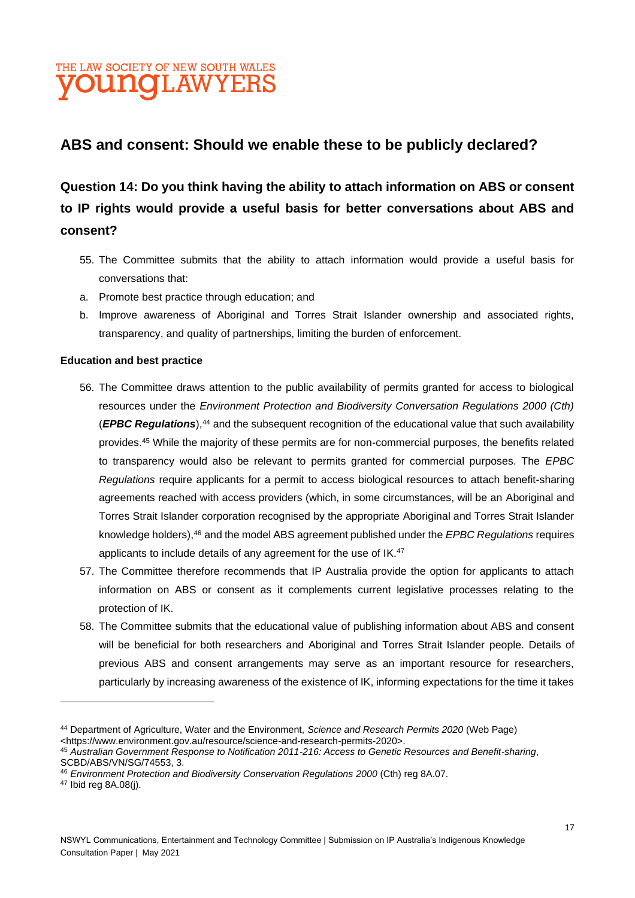## ABS and consent: Should we enable these to be publicly declared?

### Question 14: Do you think having the ability to attach information on ABS or consent to IP rights would provide a useful basis for better conversations about ABS and consent?

55. The Committee submits that the ability to attach information would provide a useful basis for conversations that:

a. Promote best practice through education; and

b. Improve awareness of Aboriginal and Torres Strait Islander ownership and associated rights, transparency, and quality of partnerships, limiting the burden of enforcement.

**Education and best practice**

56. The Committee draws attention to the public availability of permits granted for access to biological resources under the *Environment Protection and Biodiversity Conversation Regulations 2000 (Cth)* (***EPBC Regulations***),[44] and the subsequent recognition of the educational value that such availability provides.[45] While the majority of these permits are for non-commercial purposes, the benefits related to transparency would also be relevant to permits granted for commercial purposes. The *EPBC Regulations* require applicants for a permit to access biological resources to attach benefit-sharing agreements reached with access providers (which, in some circumstances, will be an Aboriginal and Torres Strait Islander corporation recognised by the appropriate Aboriginal and Torres Strait Islander knowledge holders),[46] and the model ABS agreement published under the *EPBC Regulations* requires applicants to include details of any agreement for the use of IK.[47]

57. The Committee therefore recommends that IP Australia provide the option for applicants to attach information on ABS or consent as it complements current legislative processes relating to the protection of IK.

58. The Committee submits that the educational value of publishing information about ABS and consent will be beneficial for both researchers and Aboriginal and Torres Strait Islander people. Details of previous ABS and consent arrangements may serve as an important resource for researchers, particularly by increasing awareness of the existence of IK, informing expectations for the time it takes

---

[44] Department of Agriculture, Water and the Environment, *Science and Research Permits 2020* (Web Page) <https://www.environment.gov.au/resource/science-and-research-permits-2020>.

[45] *Australian Government Response to Notification 2011-216: Access to Genetic Resources and Benefit-sharing*, SCBD/ABS/VN/SG/74553, 3.

[46] *Environment Protection and Biodiversity Conservation Regulations 2000* (Cth) reg 8A.07.

[47] Ibid reg 8A.08(j).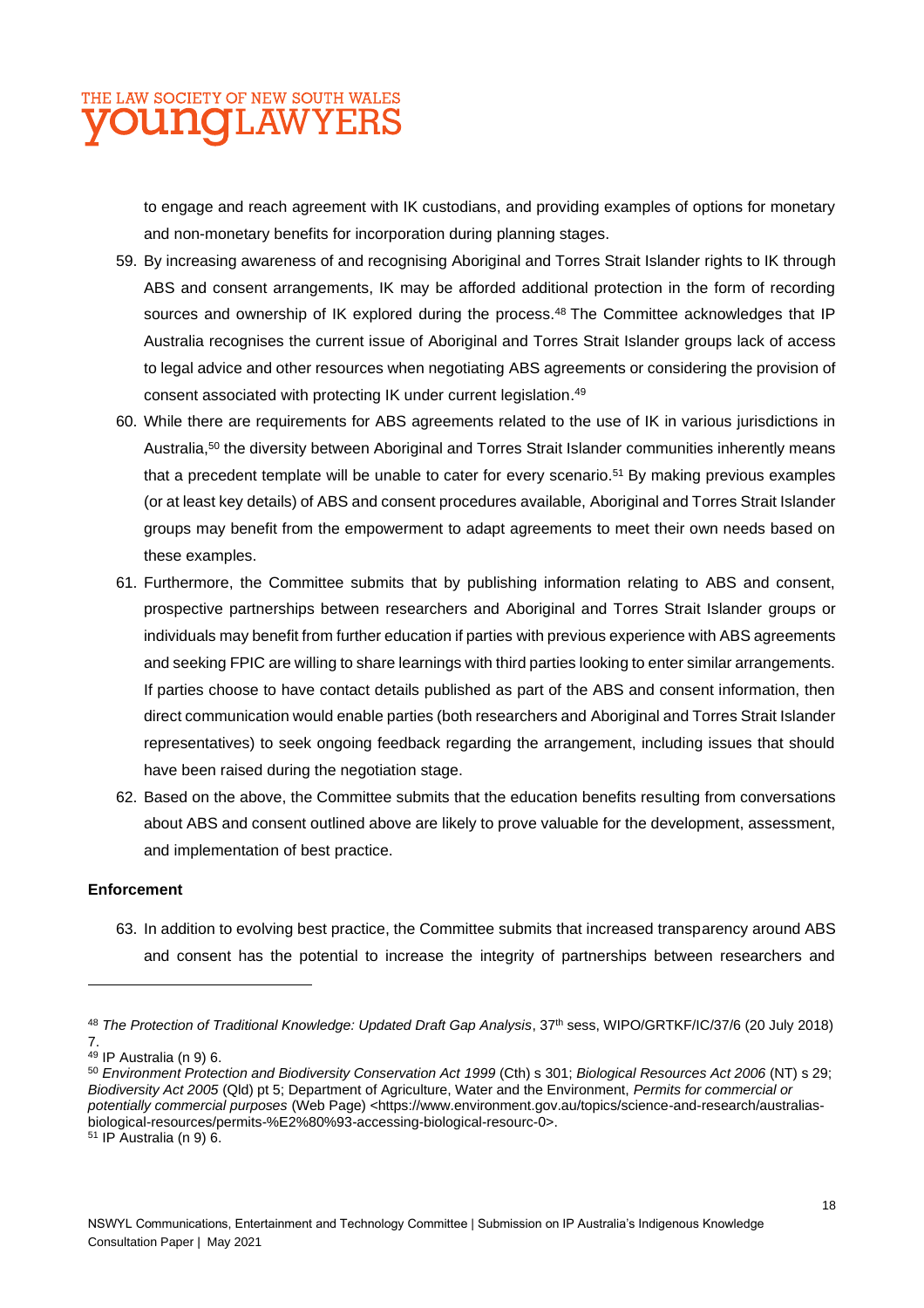to engage and reach agreement with IK custodians, and providing examples of options for monetary and non-monetary benefits for incorporation during planning stages.

59. By increasing awareness of and recognising Aboriginal and Torres Strait Islander rights to IK through ABS and consent arrangements, IK may be afforded additional protection in the form of recording sources and ownership of IK explored during the process.[48] The Committee acknowledges that IP Australia recognises the current issue of Aboriginal and Torres Strait Islander groups lack of access to legal advice and other resources when negotiating ABS agreements or considering the provision of consent associated with protecting IK under current legislation.[49]

60. While there are requirements for ABS agreements related to the use of IK in various jurisdictions in Australia,[50] the diversity between Aboriginal and Torres Strait Islander communities inherently means that a precedent template will be unable to cater for every scenario.[51] By making previous examples (or at least key details) of ABS and consent procedures available, Aboriginal and Torres Strait Islander groups may benefit from the empowerment to adapt agreements to meet their own needs based on these examples.

61. Furthermore, the Committee submits that by publishing information relating to ABS and consent, prospective partnerships between researchers and Aboriginal and Torres Strait Islander groups or individuals may benefit from further education if parties with previous experience with ABS agreements and seeking FPIC are willing to share learnings with third parties looking to enter similar arrangements. If parties choose to have contact details published as part of the ABS and consent information, then direct communication would enable parties (both researchers and Aboriginal and Torres Strait Islander representatives) to seek ongoing feedback regarding the arrangement, including issues that should have been raised during the negotiation stage.

62. Based on the above, the Committee submits that the education benefits resulting from conversations about ABS and consent outlined above are likely to prove valuable for the development, assessment, and implementation of best practice.

**Enforcement**

63. In addition to evolving best practice, the Committee submits that increased transparency around ABS and consent has the potential to increase the integrity of partnerships between researchers and

---

[48] *The Protection of Traditional Knowledge: Updated Draft Gap Analysis*, 37th sess, WIPO/GRTKF/IC/37/6 (20 July 2018) 7.

[49] IP Australia (n 9) 6.

[50] *Environment Protection and Biodiversity Conservation Act 1999* (Cth) s 301; *Biological Resources Act 2006* (NT) s 29; *Biodiversity Act 2005* (Qld) pt 5; Department of Agriculture, Water and the Environment, *Permits for commercial or potentially commercial purposes* (Web Page) <https://www.environment.gov.au/topics/science-and-research/australias-biological-resources/permits-%E2%80%93-accessing-biological-resourc-0>.

[51] IP Australia (n 9) 6.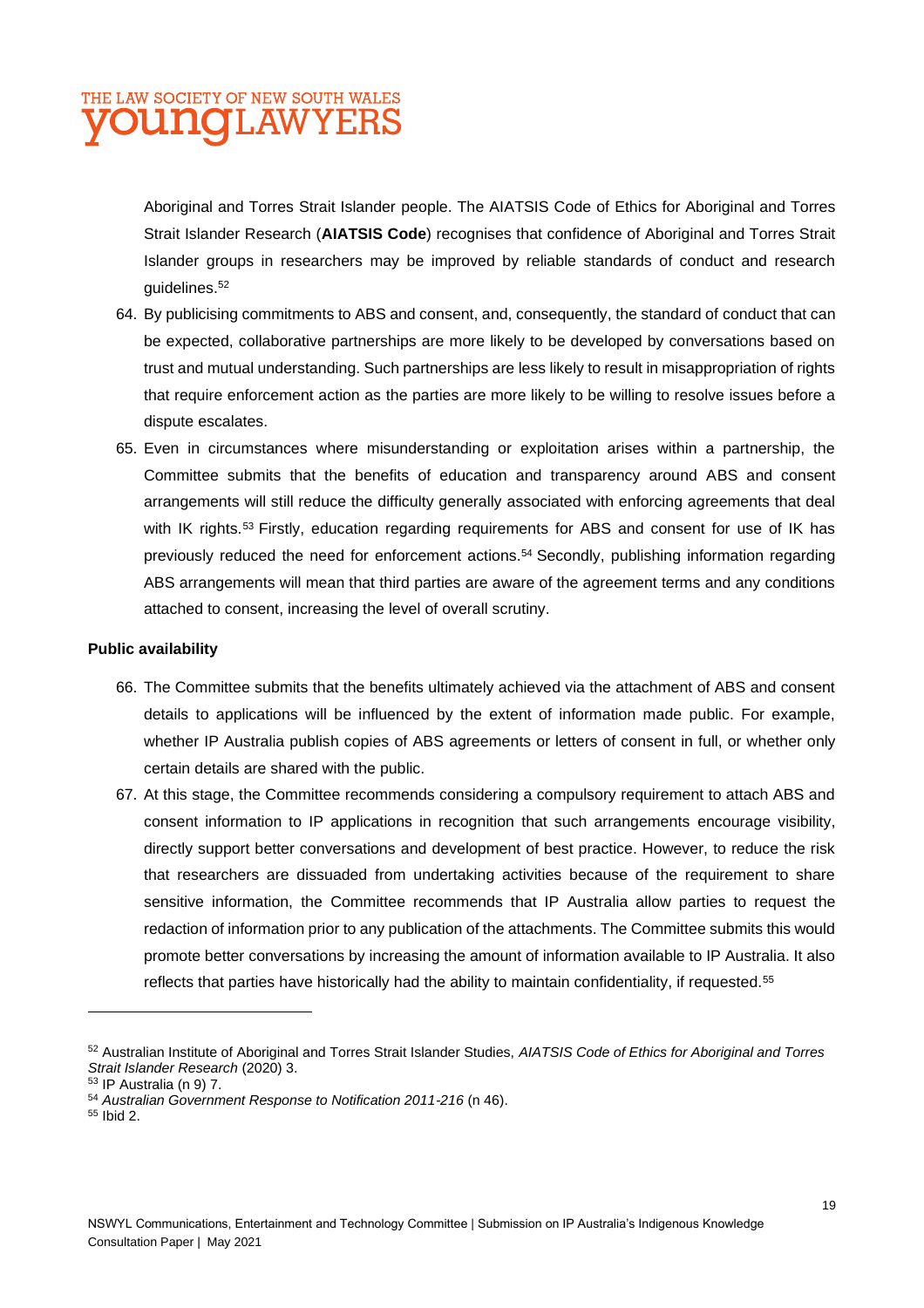Aboriginal and Torres Strait Islander people. The AIATSIS Code of Ethics for Aboriginal and Torres Strait Islander Research (**AIATSIS Code**) recognises that confidence of Aboriginal and Torres Strait Islander groups in researchers may be improved by reliable standards of conduct and research guidelines.[52]

64. By publicising commitments to ABS and consent, and, consequently, the standard of conduct that can be expected, collaborative partnerships are more likely to be developed by conversations based on trust and mutual understanding. Such partnerships are less likely to result in misappropriation of rights that require enforcement action as the parties are more likely to be willing to resolve issues before a dispute escalates.
65. Even in circumstances where misunderstanding or exploitation arises within a partnership, the Committee submits that the benefits of education and transparency around ABS and consent arrangements will still reduce the difficulty generally associated with enforcing agreements that deal with IK rights.[53] Firstly, education regarding requirements for ABS and consent for use of IK has previously reduced the need for enforcement actions.[54] Secondly, publishing information regarding ABS arrangements will mean that third parties are aware of the agreement terms and any conditions attached to consent, increasing the level of overall scrutiny.

**Public availability**

66. The Committee submits that the benefits ultimately achieved via the attachment of ABS and consent details to applications will be influenced by the extent of information made public. For example, whether IP Australia publish copies of ABS agreements or letters of consent in full, or whether only certain details are shared with the public.
67. At this stage, the Committee recommends considering a compulsory requirement to attach ABS and consent information to IP applications in recognition that such arrangements encourage visibility, directly support better conversations and development of best practice. However, to reduce the risk that researchers are dissuaded from undertaking activities because of the requirement to share sensitive information, the Committee recommends that IP Australia allow parties to request the redaction of information prior to any publication of the attachments. The Committee submits this would promote better conversations by increasing the amount of information available to IP Australia. It also reflects that parties have historically had the ability to maintain confidentiality, if requested.[55]

---

[52] Australian Institute of Aboriginal and Torres Strait Islander Studies, *AIATSIS Code of Ethics for Aboriginal and Torres Strait Islander Research* (2020) 3.
[53] IP Australia (n 9) 7.
[54] *Australian Government Response to Notification 2011-216* (n 46).
[55] Ibid 2.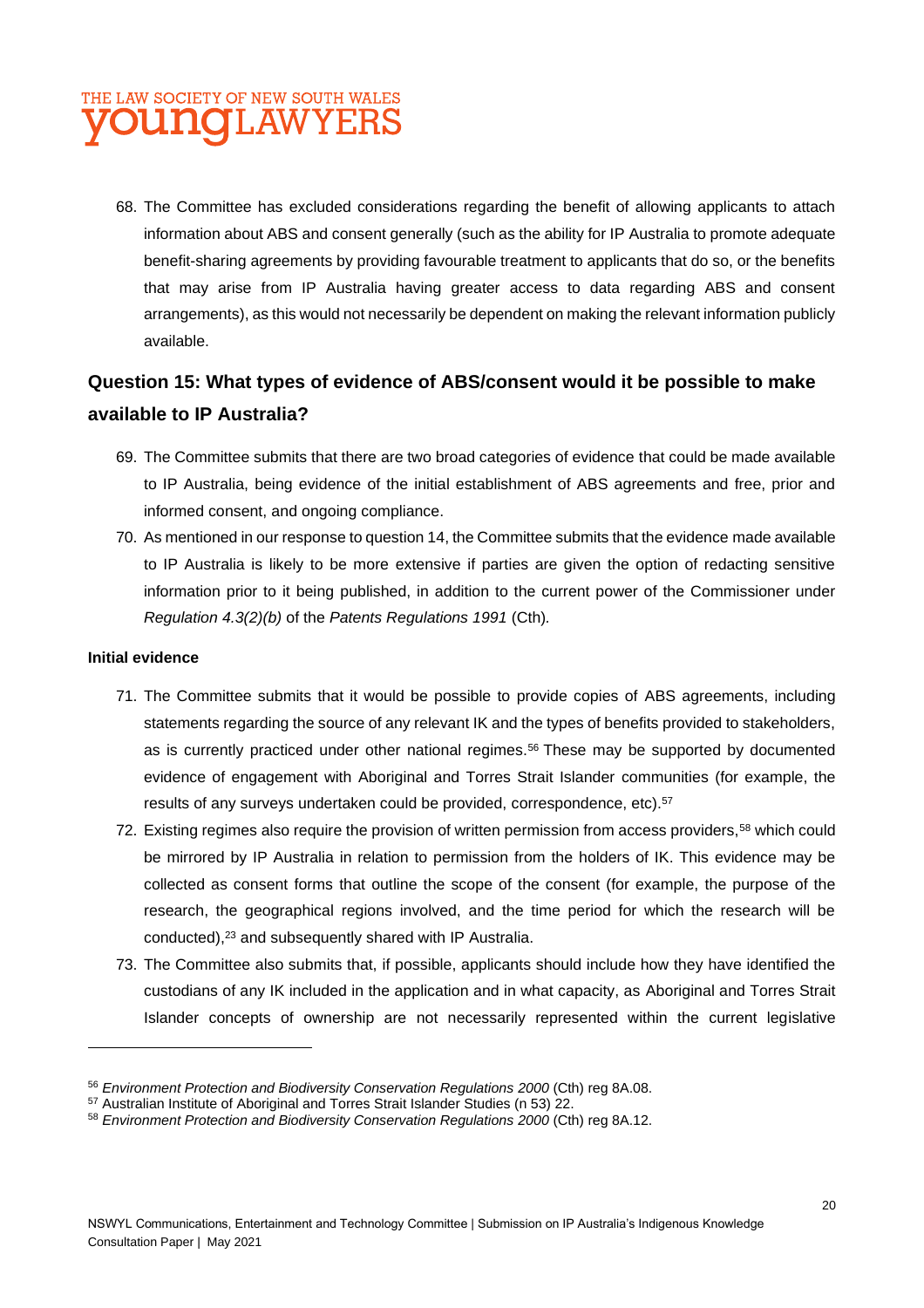68. The Committee has excluded considerations regarding the benefit of allowing applicants to attach information about ABS and consent generally (such as the ability for IP Australia to promote adequate benefit-sharing agreements by providing favourable treatment to applicants that do so, or the benefits that may arise from IP Australia having greater access to data regarding ABS and consent arrangements), as this would not necessarily be dependent on making the relevant information publicly available.

## Question 15: What types of evidence of ABS/consent would it be possible to make available to IP Australia?

69. The Committee submits that there are two broad categories of evidence that could be made available to IP Australia, being evidence of the initial establishment of ABS agreements and free, prior and informed consent, and ongoing compliance.
70. As mentioned in our response to question 14, the Committee submits that the evidence made available to IP Australia is likely to be more extensive if parties are given the option of redacting sensitive information prior to it being published, in addition to the current power of the Commissioner under *Regulation 4.3(2)(b)* of the *Patents Regulations 1991* (Cth).

**Initial evidence**

71. The Committee submits that it would be possible to provide copies of ABS agreements, including statements regarding the source of any relevant IK and the types of benefits provided to stakeholders, as is currently practiced under other national regimes.[56] These may be supported by documented evidence of engagement with Aboriginal and Torres Strait Islander communities (for example, the results of any surveys undertaken could be provided, correspondence, etc).[57]
72. Existing regimes also require the provision of written permission from access providers,[58] which could be mirrored by IP Australia in relation to permission from the holders of IK. This evidence may be collected as consent forms that outline the scope of the consent (for example, the purpose of the research, the geographical regions involved, and the time period for which the research will be conducted),[23] and subsequently shared with IP Australia.
73. The Committee also submits that, if possible, applicants should include how they have identified the custodians of any IK included in the application and in what capacity, as Aboriginal and Torres Strait Islander concepts of ownership are not necessarily represented within the current legislative

---

[56] *Environment Protection and Biodiversity Conservation Regulations 2000* (Cth) reg 8A.08.
[57] Australian Institute of Aboriginal and Torres Strait Islander Studies (n 53) 22.
[58] *Environment Protection and Biodiversity Conservation Regulations 2000* (Cth) reg 8A.12.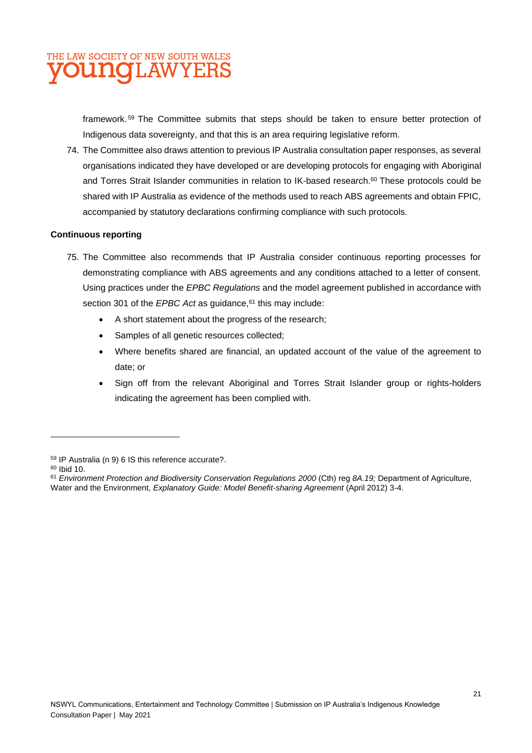framework.[59] The Committee submits that steps should be taken to ensure better protection of Indigenous data sovereignty, and that this is an area requiring legislative reform.

74. The Committee also draws attention to previous IP Australia consultation paper responses, as several organisations indicated they have developed or are developing protocols for engaging with Aboriginal and Torres Strait Islander communities in relation to IK-based research.[60] These protocols could be shared with IP Australia as evidence of the methods used to reach ABS agreements and obtain FPIC, accompanied by statutory declarations confirming compliance with such protocols.

**Continuous reporting**

75. The Committee also recommends that IP Australia consider continuous reporting processes for demonstrating compliance with ABS agreements and any conditions attached to a letter of consent. Using practices under the *EPBC Regulations* and the model agreement published in accordance with section 301 of the *EPBC Act* as guidance,[61] this may include:

   - A short statement about the progress of the research;
   - Samples of all genetic resources collected;
   - Where benefits shared are financial, an updated account of the value of the agreement to date; or
   - Sign off from the relevant Aboriginal and Torres Strait Islander group or rights-holders indicating the agreement has been complied with.

---

[59] IP Australia (n 9) 6 IS this reference accurate?.

[60] Ibid 10.

[61] *Environment Protection and Biodiversity Conservation Regulations 2000* (Cth) reg *8A.19;* Department of Agriculture, Water and the Environment, *Explanatory Guide: Model Benefit-sharing Agreement* (April 2012) 3-4.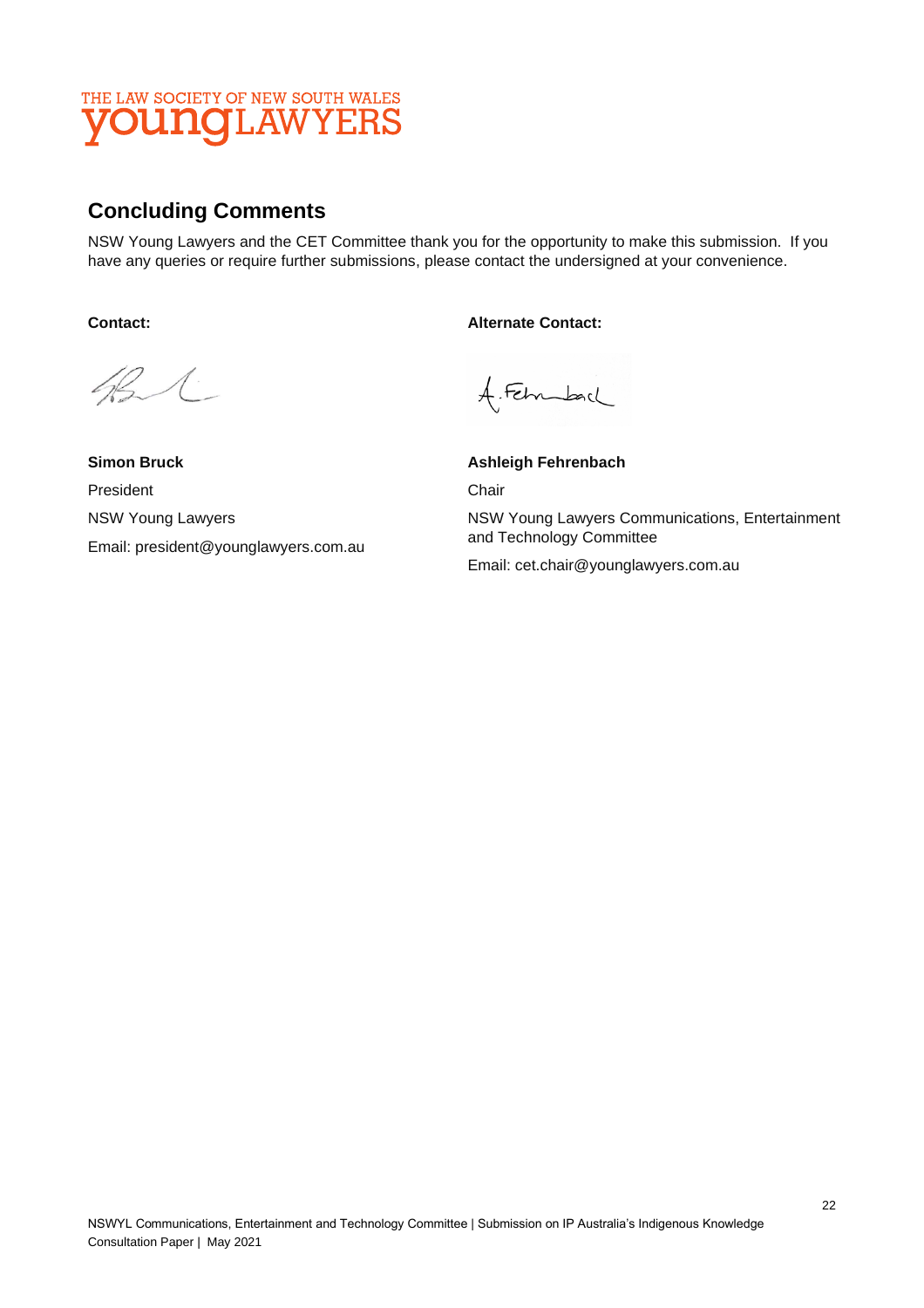## Concluding Comments

NSW Young Lawyers and the CET Committee thank you for the opportunity to make this submission. If you have any queries or require further submissions, please contact the undersigned at your convenience.

**Contact:**

**Simon Bruck**

President

NSW Young Lawyers

Email: president@younglawyers.com.au

**Alternate Contact:**

**Ashleigh Fehrenbach**

Chair

NSW Young Lawyers Communications, Entertainment and Technology Committee

Email: cet.chair@younglawyers.com.au